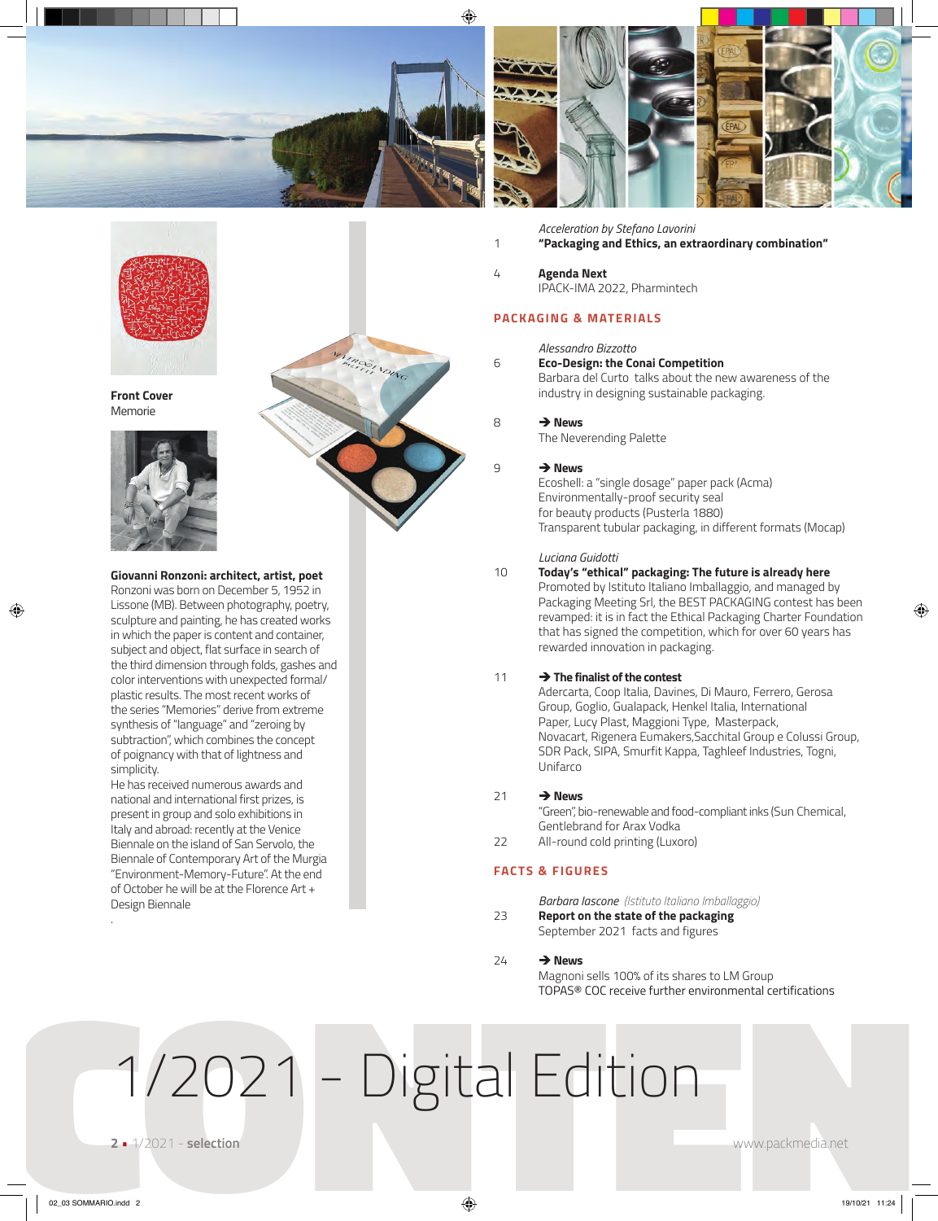**Front Cover**
Memorie

**Giovanni Ronzoni: architect, artist, poet**
Ronzoni was born on December 5, 1952 in Lissone (MB). Between photography, poetry, sculpture and painting, he has created works in which the paper is content and container, subject and object, flat surface in search of the third dimension through folds, gashes and color interventions with unexpected formal/plastic results. The most recent works of the series "Memories" derive from extreme synthesis of "language" and "zeroing by subtraction", which combines the concept of poignancy with that of lightness and simplicity.
He has received numerous awards and national and international first prizes, is present in group and solo exhibitions in Italy and abroad: recently at the Venice Biennale on the island of San Servolo, the Biennale of Contemporary Art of the Murgia "Environment-Memory-Future". At the end of October he will be at the Florence Art + Design Biennale

1 — *Acceleration by Stefano Lavorini*
**"Packaging and Ethics, an extraordinary combination"**

4 — **Agenda Next**
IPACK-IMA 2022, Pharmintech

## PACKAGING & MATERIALS

6 — *Alessandro Bizzotto*
**Eco-Design: the Conai Competition**
Barbara del Curto talks about the new awareness of the industry in designing sustainable packaging.

8 — **➔ News**
The Neverending Palette

9 — **➔ News**
Ecoshell: a "single dosage" paper pack (Acma)
Environmentally-proof security seal for beauty products (Pusterla 1880)
Transparent tubular packaging, in different formats (Mocap)

10 — *Luciana Guidotti*
**Today's "ethical" packaging: The future is already here**
Promoted by Istituto Italiano Imballaggio, and managed by Packaging Meeting Srl, the BEST PACKAGING contest has been revamped: it is in fact the Ethical Packaging Charter Foundation that has signed the competition, which for over 60 years has rewarded innovation in packaging.

11 — **➔ The finalist of the contest**
Adercarta, Coop Italia, Davines, Di Mauro, Ferrero, Gerosa Group, Goglio, Gualapack, Henkel Italia, International Paper, Lucy Plast, Maggioni Type, Masterpack, Novacart, Rigenera Eumakers,Sacchital Group e Colussi Group, SDR Pack, SIPA, Smurfit Kappa, Taghleef Industries, Togni, Unifarco

21 — **➔ News**
"Green", bio-renewable and food-compliant inks (Sun Chemical, Gentlebrand for Arax Vodka

22 — All-round cold printing (Luxoro)

## FACTS & FIGURES

23 — *Barbara Iascone (Istituto Italiano Imballaggio)*
**Report on the state of the packaging**
September 2021 facts and figures

24 — **➔ News**
Magnoni sells 100% of its shares to LM Group
TOPAS® COC receive further environmental certifications

# CONTENTS

# 1/2021 - Digital Edition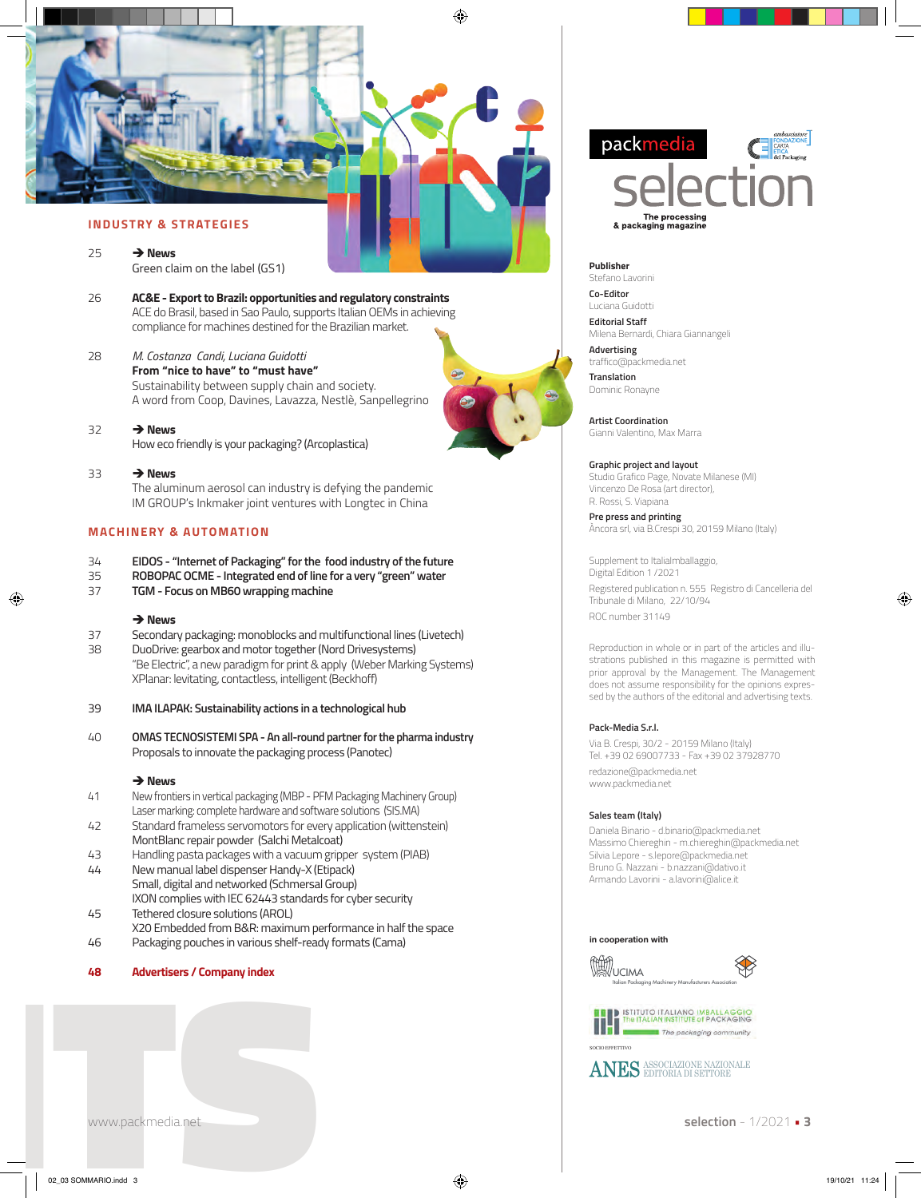## INDUSTRY & STRATEGIES

25 → **News**
Green claim on the label (GS1)

26 **AC&E - Export to Brazil: opportunities and regulatory constraints**
ACE do Brasil, based in Sao Paulo, supports Italian OEMs in achieving compliance for machines destined for the Brazilian market.

28 *M. Costanza Candi, Luciana Guidotti*
**From "nice to have" to "must have"**
Sustainability between supply chain and society.
A word from Coop, Davines, Lavazza, Nestlè, Sanpellegrino

32 → **News**
How eco friendly is your packaging? (Arcoplastica)

33 → **News**
The aluminum aerosol can industry is defying the pandemic
IM GROUP's Inkmaker joint ventures with Longtec in China

## MACHINERY & AUTOMATION

34 **EIDOS - "Internet of Packaging" for the food industry of the future**
35 **ROBOPAC OCME - Integrated end of line for a very "green" water**
37 **TGM - Focus on MB60 wrapping machine**

→ **News**
37 Secondary packaging: monoblocks and multifunctional lines (Livetech)
38 DuoDrive: gearbox and motor together (Nord Drivesystems)
"Be Electric", a new paradigm for print & apply (Weber Marking Systems)
XPlanar: levitating, contactless, intelligent (Beckhoff)

39 **IMA ILAPAK: Sustainability actions in a technological hub**

40 **OMAS TECNOSISTEMI SPA - An all-round partner for the pharma industry**
Proposals to innovate the packaging process (Panotec)

→ **News**
41 New frontiers in vertical packaging (MBP - PFM Packaging Machinery Group)
Laser marking: complete hardware and software solutions (SIS.MA)
42 Standard frameless servomotors for every application (wittenstein)
MontBlanc repair powder (Salchi Metalcoat)
43 Handling pasta packages with a vacuum gripper system (PIAB)
44 New manual label dispenser Handy-X (Etipack)
Small, digital and networked (Schmersal Group)
IXON complies with IEC 62443 standards for cyber security
45 Tethered closure solutions (AROL)
X20 Embedded from B&R: maximum performance in half the space
46 Packaging pouches in various shelf-ready formats (Cama)

**48 Advertisers / Company index**

www.packmedia.net

---

packmedia **selection**
The processing & packaging magazine

**Publisher**
Stefano Lavorini

**Co-Editor**
Luciana Guidotti

**Editorial Staff**
Milena Bernardi, Chiara Giannangeli

**Advertising**
traffico@packmedia.net

**Translation**
Dominic Ronayne

**Artist Coordination**
Gianni Valentino, Max Marra

**Graphic project and layout**
Studio Grafico Page, Novate Milanese (MI)
Vincenzo De Rosa (art director),
R. Rossi, S. Viapiana

**Pre press and printing**
Àncora srl, via B.Crespi 30, 20159 Milano (Italy)

Supplement to ItaliaImballaggio,
Digital Edition 1 /2021

Registered publication n. 555 Registro di Cancelleria del Tribunale di Milano, 22/10/94

ROC number 31149

Reproduction in whole or in part of the articles and illustrations published in this magazine is permitted with prior approval by the Management. The Management does not assume responsibility for the opinions expressed by the authors of the editorial and advertising texts.

**Pack-Media S.r.l.**
Via B. Crespi, 30/2 - 20159 Milano (Italy)
Tel. +39 02 69007733 - Fax +39 02 37928770
redazione@packmedia.net
www.packmedia.net

**Sales team (Italy)**
Daniela Binario - d.binario@packmedia.net
Massimo Chiereghin - m.chiereghin@packmedia.net
Silvia Lepore - s.lepore@packmedia.net
Bruno G. Nazzani - b.nazzani@dativo.it
Armando Lavorini - a.lavorini@alice.it

**in cooperation with**

UCIMA – Italian Packaging Machinery Manufacturers Association

Istituto Italiano Imballaggio – The Italian Institute of Packaging – The packaging community

SOCIO EFFETTIVO
ANES – Associazione Nazionale Editoria di Settore